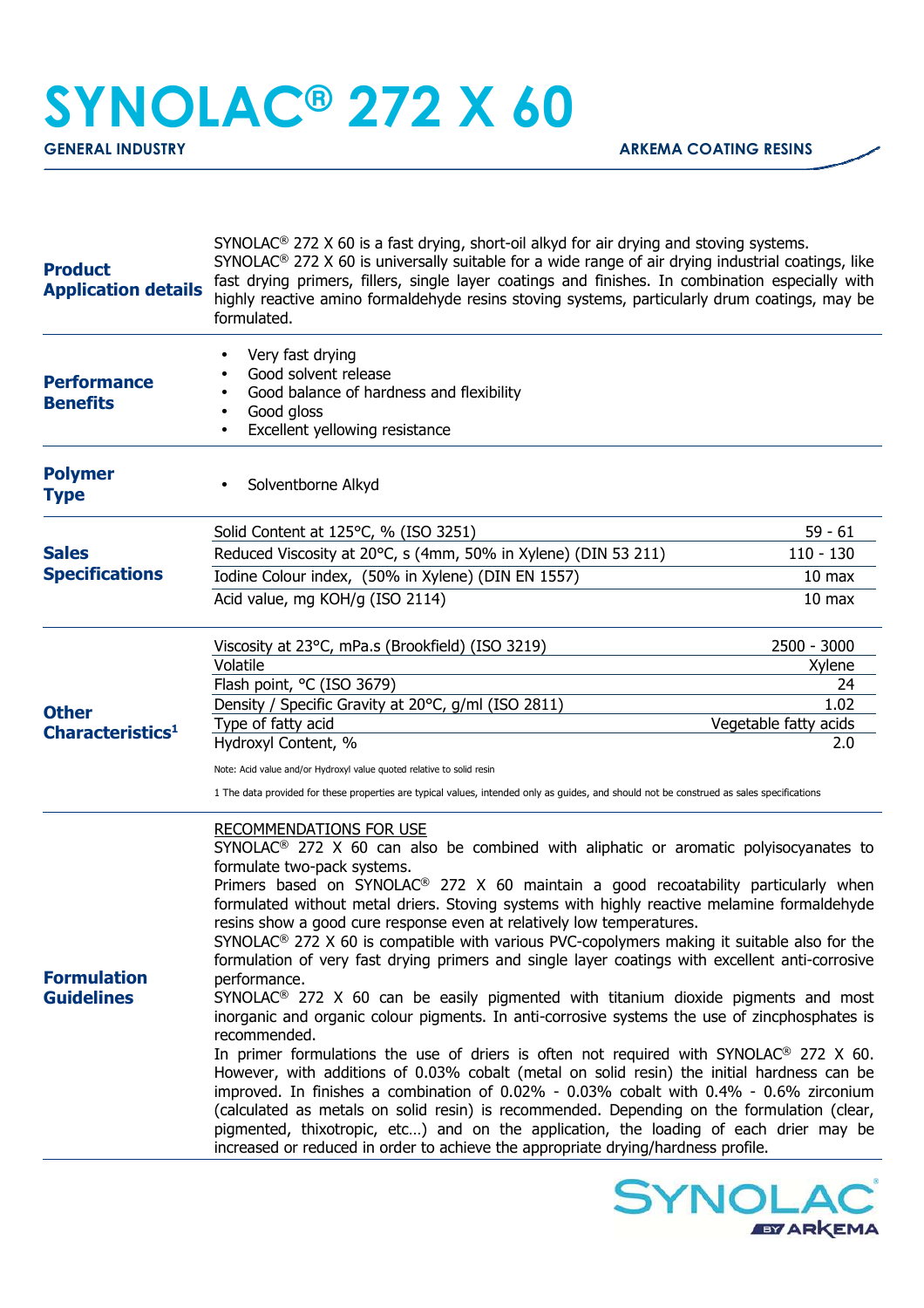# SYNOLAC® 272 X 60

**GENERAL INDUSTRY** | **ARKEMA COATING RESINS**

## Product Application details

SYNOLAC® 272 X 60 is a fast drying, short-oil alkyd for air drying and stoving systems.
SYNOLAC® 272 X 60 is universally suitable for a wide range of air drying industrial coatings, like fast drying primers, fillers, single layer coatings and finishes. In combination especially with highly reactive amino formaldehyde resins stoving systems, particularly drum coatings, may be formulated.

## Performance Benefits

- Very fast drying
- Good solvent release
- Good balance of hardness and flexibility
- Good gloss
- Excellent yellowing resistance

## Polymer Type

- Solventborne Alkyd

## Sales Specifications

| Property | Value |
|---|---|
| Solid Content at 125°C, % (ISO 3251) | 59 - 61 |
| Reduced Viscosity at 20°C, s (4mm, 50% in Xylene) (DIN 53 211) | 110 - 130 |
| Iodine Colour index, (50% in Xylene) (DIN EN 1557) | 10 max |
| Acid value, mg KOH/g (ISO 2114) | 10 max |

## Other Characteristics[1]

| Property | Value |
|---|---|
| Viscosity at 23°C, mPa.s (Brookfield) (ISO 3219) | 2500 - 3000 |
| Volatile | Xylene |
| Flash point, °C (ISO 3679) | 24 |
| Density / Specific Gravity at 20°C, g/ml (ISO 2811) | 1.02 |
| Type of fatty acid | Vegetable fatty acids |
| Hydroxyl Content, % | 2.0 |

Note: Acid value and/or Hydroxyl value quoted relative to solid resin

1 The data provided for these properties are typical values, intended only as guides, and should not be construed as sales specifications

## Formulation Guidelines

RECOMMENDATIONS FOR USE

SYNOLAC® 272 X 60 can also be combined with aliphatic or aromatic polyisocyanates to formulate two-pack systems.
Primers based on SYNOLAC® 272 X 60 maintain a good recoatability particularly when formulated without metal driers. Stoving systems with highly reactive melamine formaldehyde resins show a good cure response even at relatively low temperatures.
SYNOLAC® 272 X 60 is compatible with various PVC-copolymers making it suitable also for the formulation of very fast drying primers and single layer coatings with excellent anti-corrosive performance.
SYNOLAC® 272 X 60 can be easily pigmented with titanium dioxide pigments and most inorganic and organic colour pigments. In anti-corrosive systems the use of zincphosphates is recommended.
In primer formulations the use of driers is often not required with SYNOLAC® 272 X 60. However, with additions of 0.03% cobalt (metal on solid resin) the initial hardness can be improved. In finishes a combination of 0.02% - 0.03% cobalt with 0.4% - 0.6% zirconium (calculated as metals on solid resin) is recommended. Depending on the formulation (clear, pigmented, thixotropic, etc…) and on the application, the loading of each drier may be increased or reduced in order to achieve the appropriate drying/hardness profile.

SYNOLAC BY ARKEMA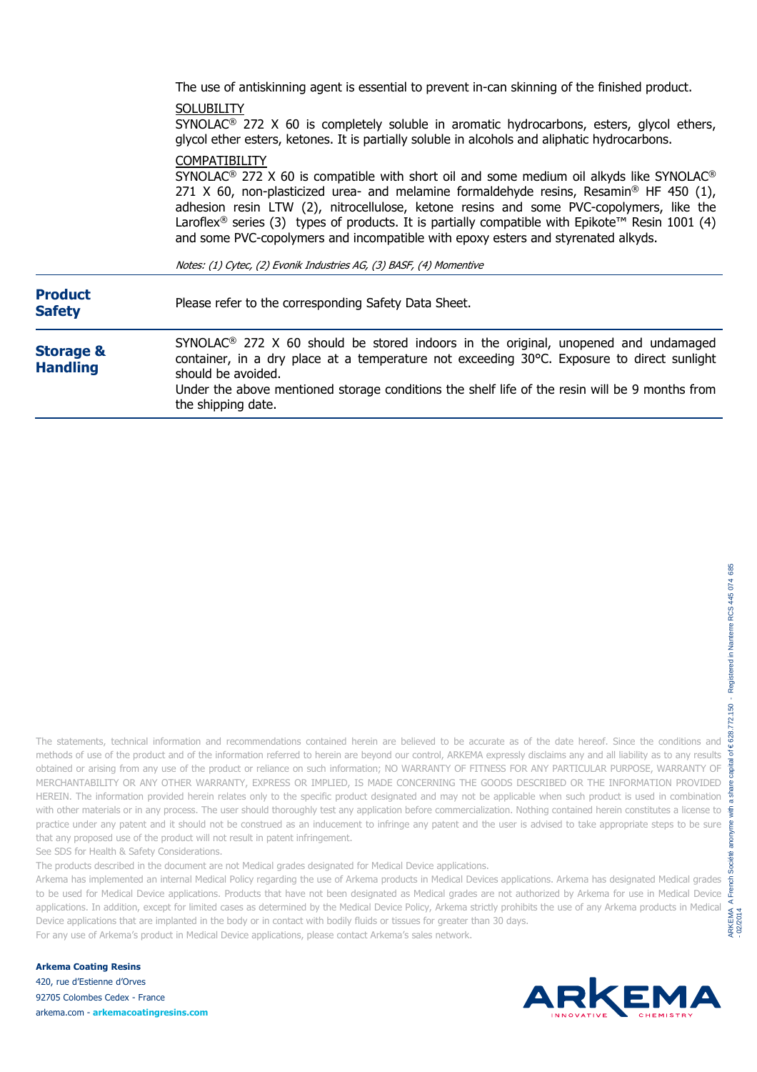The use of antiskinning agent is essential to prevent in-can skinning of the finished product.

SOLUBILITY

SYNOLAC® 272 X 60 is completely soluble in aromatic hydrocarbons, esters, glycol ethers, glycol ether esters, ketones. It is partially soluble in alcohols and aliphatic hydrocarbons.

COMPATIBILITY

SYNOLAC® 272 X 60 is compatible with short oil and some medium oil alkyds like SYNOLAC® 271 X 60, non-plasticized urea- and melamine formaldehyde resins, Resamin® HF 450 (1), adhesion resin LTW (2), nitrocellulose, ketone resins and some PVC-copolymers, like the Laroflex® series (3) types of products. It is partially compatible with Epikote™ Resin 1001 (4) and some PVC-copolymers and incompatible with epoxy esters and styrenated alkyds.

*Notes: (1) Cytec, (2) Evonik Industries AG, (3) BASF, (4) Momentive*

## Product Safety

Please refer to the corresponding Safety Data Sheet.

## Storage & Handling

SYNOLAC® 272 X 60 should be stored indoors in the original, unopened and undamaged container, in a dry place at a temperature not exceeding 30°C. Exposure to direct sunlight should be avoided.

Under the above mentioned storage conditions the shelf life of the resin will be 9 months from the shipping date.

The statements, technical information and recommendations contained herein are believed to be accurate as of the date hereof. Since the conditions and methods of use of the product and of the information referred to herein are beyond our control, ARKEMA expressly disclaims any and all liability as to any results obtained or arising from any use of the product or reliance on such information; NO WARRANTY OF FITNESS FOR ANY PARTICULAR PURPOSE, WARRANTY OF MERCHANTABILITY OR ANY OTHER WARRANTY, EXPRESS OR IMPLIED, IS MADE CONCERNING THE GOODS DESCRIBED OR THE INFORMATION PROVIDED HEREIN. The information provided herein relates only to the specific product designated and may not be applicable when such product is used in combination with other materials or in any process. The user should thoroughly test any application before commercialization. Nothing contained herein constitutes a license to practice under any patent and it should not be construed as an inducement to infringe any patent and the user is advised to take appropriate steps to be sure that any proposed use of the product will not result in patent infringement.

See SDS for Health & Safety Considerations.

The products described in the document are not Medical grades designated for Medical Device applications.

Arkema has implemented an internal Medical Policy regarding the use of Arkema products in Medical Devices applications. Arkema has designated Medical grades to be used for Medical Device applications. Products that have not been designated as Medical grades are not authorized by Arkema for use in Medical Device applications. In addition, except for limited cases as determined by the Medical Device Policy, Arkema strictly prohibits the use of any Arkema products in Medical Device applications that are implanted in the body or in contact with bodily fluids or tissues for greater than 30 days.

For any use of Arkema's product in Medical Device applications, please contact Arkema's sales network.

**Arkema Coating Resins**
420, rue d'Estienne d'Orves
92705 Colombes Cedex - France
arkema.com - **arkemacoatingresins.com**

ARKEMA A French Société anonyme with a share capital of € 628.772.150 - Registered in Nanterre RCS 445 074 685 - 02/2014